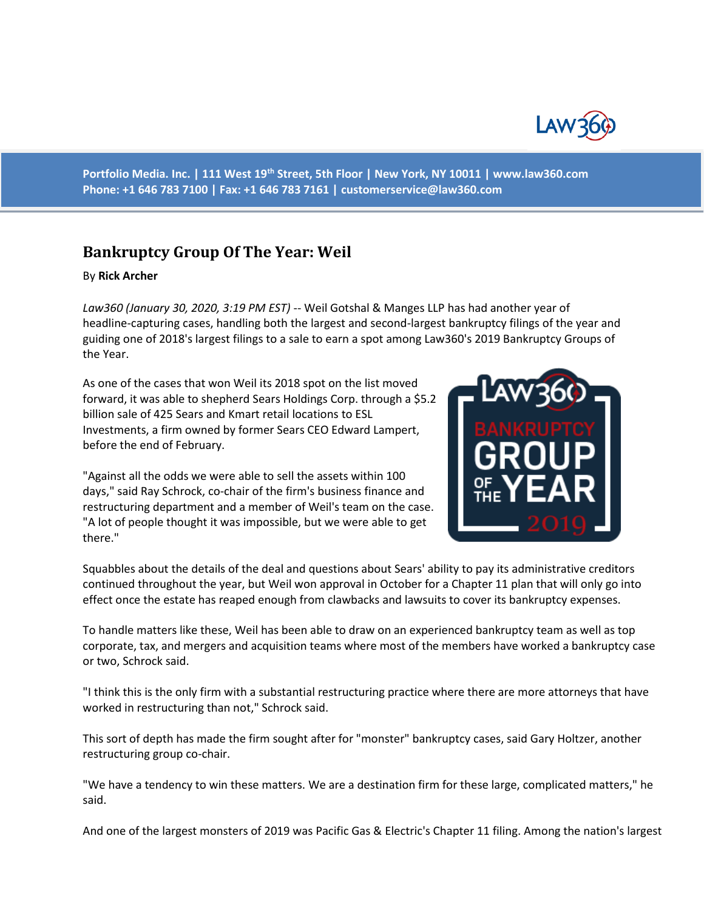Portfolio Media. Inc. | 111 West 19th Street, 5th Floor | New York, NY 10011 | www.law360.com
Phone: +1 646 783 7100 | Fax: +1 646 783 7161 | customerservice@law360.com

## Bankruptcy Group Of The Year: Weil

By **Rick Archer**

*Law360 (January 30, 2020, 3:19 PM EST)* -- Weil Gotshal & Manges LLP has had another year of headline-capturing cases, handling both the largest and second-largest bankruptcy filings of the year and guiding one of 2018's largest filings to a sale to earn a spot among Law360's 2019 Bankruptcy Groups of the Year.

As one of the cases that won Weil its 2018 spot on the list moved forward, it was able to shepherd Sears Holdings Corp. through a $5.2 billion sale of 425 Sears and Kmart retail locations to ESL Investments, a firm owned by former Sears CEO Edward Lampert, before the end of February.

"Against all the odds we were able to sell the assets within 100 days," said Ray Schrock, co-chair of the firm's business finance and restructuring department and a member of Weil's team on the case. "A lot of people thought it was impossible, but we were able to get there."

Squabbles about the details of the deal and questions about Sears' ability to pay its administrative creditors continued throughout the year, but Weil won approval in October for a Chapter 11 plan that will only go into effect once the estate has reaped enough from clawbacks and lawsuits to cover its bankruptcy expenses.

To handle matters like these, Weil has been able to draw on an experienced bankruptcy team as well as top corporate, tax, and mergers and acquisition teams where most of the members have worked a bankruptcy case or two, Schrock said.

"I think this is the only firm with a substantial restructuring practice where there are more attorneys that have worked in restructuring than not," Schrock said.

This sort of depth has made the firm sought after for "monster" bankruptcy cases, said Gary Holtzer, another restructuring group co-chair.

"We have a tendency to win these matters. We are a destination firm for these large, complicated matters," he said.

And one of the largest monsters of 2019 was Pacific Gas & Electric's Chapter 11 filing. Among the nation's largest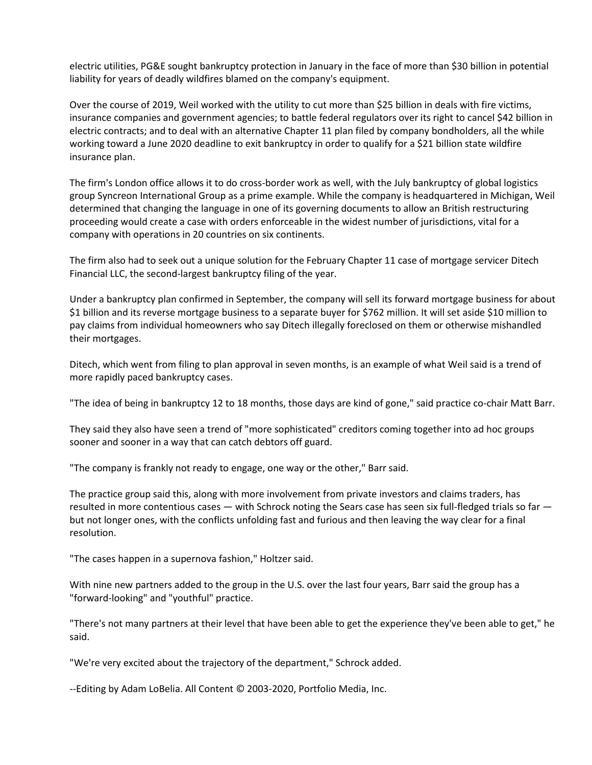electric utilities, PG&E sought bankruptcy protection in January in the face of more than $30 billion in potential liability for years of deadly wildfires blamed on the company's equipment.

Over the course of 2019, Weil worked with the utility to cut more than $25 billion in deals with fire victims, insurance companies and government agencies; to battle federal regulators over its right to cancel $42 billion in electric contracts; and to deal with an alternative Chapter 11 plan filed by company bondholders, all the while working toward a June 2020 deadline to exit bankruptcy in order to qualify for a $21 billion state wildfire insurance plan.

The firm's London office allows it to do cross-border work as well, with the July bankruptcy of global logistics group Syncreon International Group as a prime example. While the company is headquartered in Michigan, Weil determined that changing the language in one of its governing documents to allow an British restructuring proceeding would create a case with orders enforceable in the widest number of jurisdictions, vital for a company with operations in 20 countries on six continents.

The firm also had to seek out a unique solution for the February Chapter 11 case of mortgage servicer Ditech Financial LLC, the second-largest bankruptcy filing of the year.

Under a bankruptcy plan confirmed in September, the company will sell its forward mortgage business for about $1 billion and its reverse mortgage business to a separate buyer for $762 million. It will set aside $10 million to pay claims from individual homeowners who say Ditech illegally foreclosed on them or otherwise mishandled their mortgages.

Ditech, which went from filing to plan approval in seven months, is an example of what Weil said is a trend of more rapidly paced bankruptcy cases.

"The idea of being in bankruptcy 12 to 18 months, those days are kind of gone," said practice co-chair Matt Barr.

They said they also have seen a trend of "more sophisticated" creditors coming together into ad hoc groups sooner and sooner in a way that can catch debtors off guard.

"The company is frankly not ready to engage, one way or the other," Barr said.

The practice group said this, along with more involvement from private investors and claims traders, has resulted in more contentious cases — with Schrock noting the Sears case has seen six full-fledged trials so far — but not longer ones, with the conflicts unfolding fast and furious and then leaving the way clear for a final resolution.

"The cases happen in a supernova fashion," Holtzer said.

With nine new partners added to the group in the U.S. over the last four years, Barr said the group has a "forward-looking" and "youthful" practice.

"There's not many partners at their level that have been able to get the experience they've been able to get," he said.

"We're very excited about the trajectory of the department," Schrock added.

--Editing by Adam LoBelia. All Content © 2003-2020, Portfolio Media, Inc.